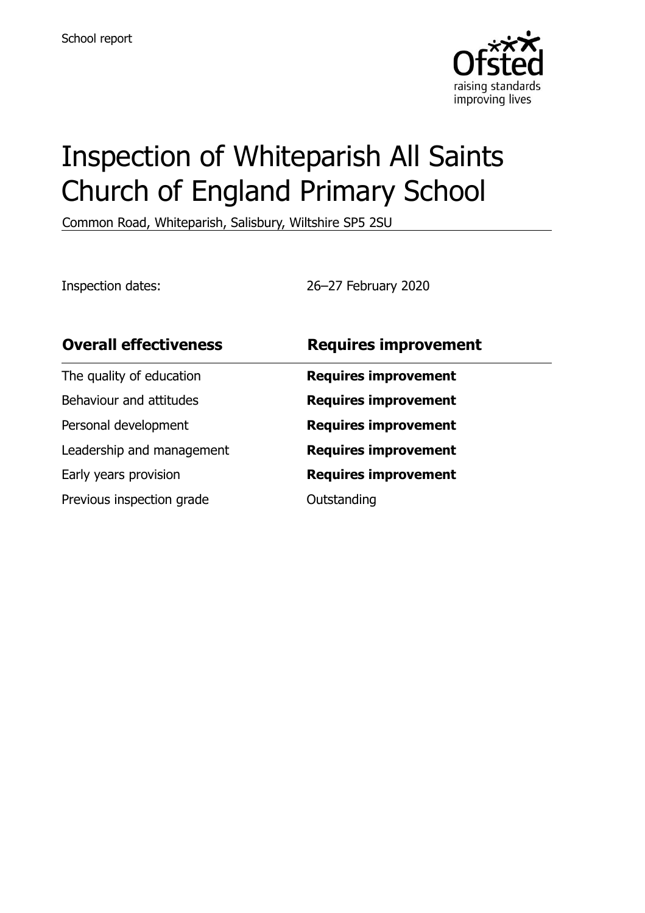School report

# Inspection of Whiteparish All Saints Church of England Primary School

Common Road, Whiteparish, Salisbury, Wiltshire SP5 2SU

Inspection dates: 26–27 February 2020

| **Overall effectiveness** | **Requires improvement** |
| --- | --- |
| The quality of education | **Requires improvement** |
| Behaviour and attitudes | **Requires improvement** |
| Personal development | **Requires improvement** |
| Leadership and management | **Requires improvement** |
| Early years provision | **Requires improvement** |
| Previous inspection grade | Outstanding |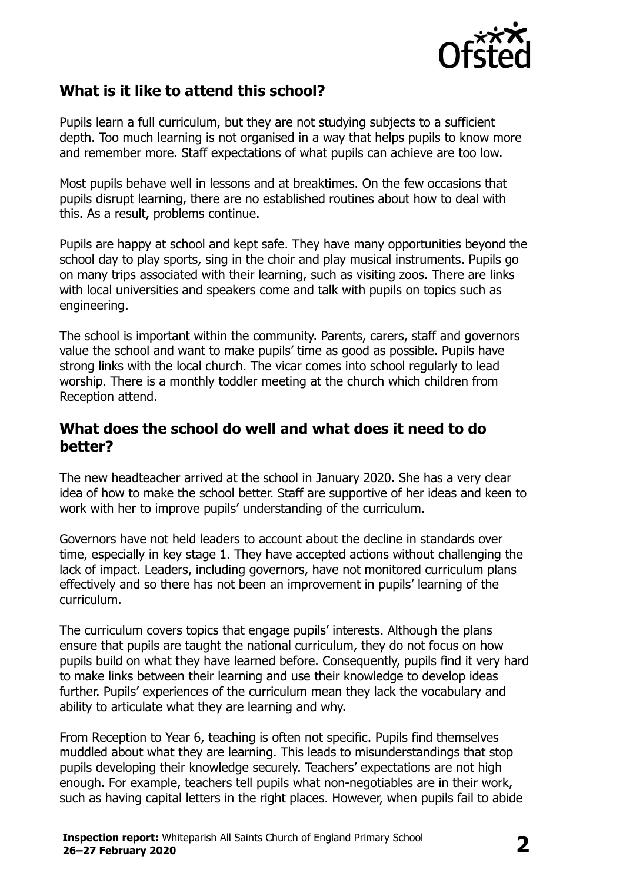## What is it like to attend this school?

Pupils learn a full curriculum, but they are not studying subjects to a sufficient depth. Too much learning is not organised in a way that helps pupils to know more and remember more. Staff expectations of what pupils can achieve are too low.

Most pupils behave well in lessons and at breaktimes. On the few occasions that pupils disrupt learning, there are no established routines about how to deal with this. As a result, problems continue.

Pupils are happy at school and kept safe. They have many opportunities beyond the school day to play sports, sing in the choir and play musical instruments. Pupils go on many trips associated with their learning, such as visiting zoos. There are links with local universities and speakers come and talk with pupils on topics such as engineering.

The school is important within the community. Parents, carers, staff and governors value the school and want to make pupils' time as good as possible. Pupils have strong links with the local church. The vicar comes into school regularly to lead worship. There is a monthly toddler meeting at the church which children from Reception attend.

## What does the school do well and what does it need to do better?

The new headteacher arrived at the school in January 2020. She has a very clear idea of how to make the school better. Staff are supportive of her ideas and keen to work with her to improve pupils' understanding of the curriculum.

Governors have not held leaders to account about the decline in standards over time, especially in key stage 1. They have accepted actions without challenging the lack of impact. Leaders, including governors, have not monitored curriculum plans effectively and so there has not been an improvement in pupils' learning of the curriculum.

The curriculum covers topics that engage pupils' interests. Although the plans ensure that pupils are taught the national curriculum, they do not focus on how pupils build on what they have learned before. Consequently, pupils find it very hard to make links between their learning and use their knowledge to develop ideas further. Pupils' experiences of the curriculum mean they lack the vocabulary and ability to articulate what they are learning and why.

From Reception to Year 6, teaching is often not specific. Pupils find themselves muddled about what they are learning. This leads to misunderstandings that stop pupils developing their knowledge securely. Teachers' expectations are not high enough. For example, teachers tell pupils what non-negotiables are in their work, such as having capital letters in the right places. However, when pupils fail to abide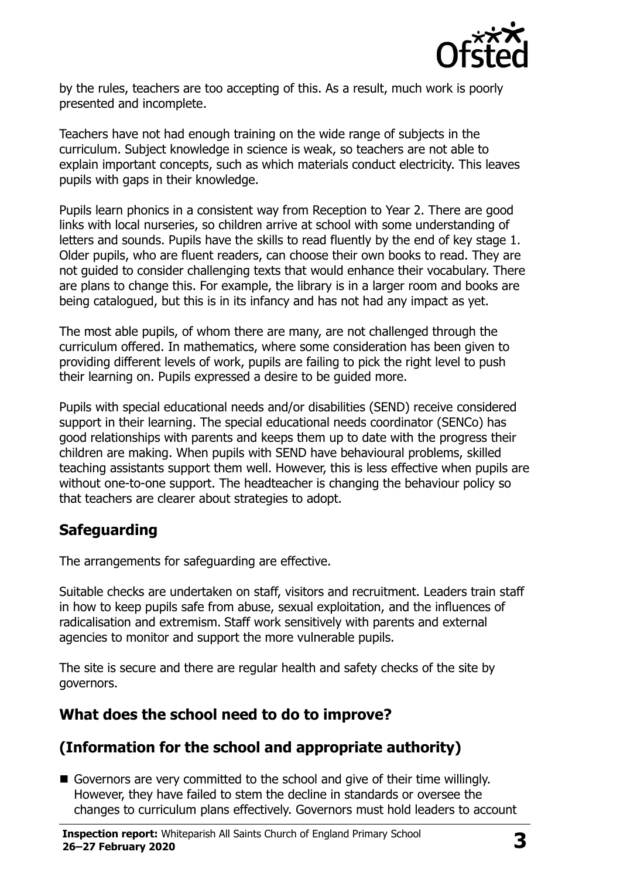by the rules, teachers are too accepting of this. As a result, much work is poorly presented and incomplete.

Teachers have not had enough training on the wide range of subjects in the curriculum. Subject knowledge in science is weak, so teachers are not able to explain important concepts, such as which materials conduct electricity. This leaves pupils with gaps in their knowledge.

Pupils learn phonics in a consistent way from Reception to Year 2. There are good links with local nurseries, so children arrive at school with some understanding of letters and sounds. Pupils have the skills to read fluently by the end of key stage 1. Older pupils, who are fluent readers, can choose their own books to read. They are not guided to consider challenging texts that would enhance their vocabulary. There are plans to change this. For example, the library is in a larger room and books are being catalogued, but this is in its infancy and has not had any impact as yet.

The most able pupils, of whom there are many, are not challenged through the curriculum offered. In mathematics, where some consideration has been given to providing different levels of work, pupils are failing to pick the right level to push their learning on. Pupils expressed a desire to be guided more.

Pupils with special educational needs and/or disabilities (SEND) receive considered support in their learning. The special educational needs coordinator (SENCo) has good relationships with parents and keeps them up to date with the progress their children are making. When pupils with SEND have behavioural problems, skilled teaching assistants support them well. However, this is less effective when pupils are without one-to-one support. The headteacher is changing the behaviour policy so that teachers are clearer about strategies to adopt.

## Safeguarding

The arrangements for safeguarding are effective.

Suitable checks are undertaken on staff, visitors and recruitment. Leaders train staff in how to keep pupils safe from abuse, sexual exploitation, and the influences of radicalisation and extremism. Staff work sensitively with parents and external agencies to monitor and support the more vulnerable pupils.

The site is secure and there are regular health and safety checks of the site by governors.

## What does the school need to do to improve?

## (Information for the school and appropriate authority)

- Governors are very committed to the school and give of their time willingly. However, they have failed to stem the decline in standards or oversee the changes to curriculum plans effectively. Governors must hold leaders to account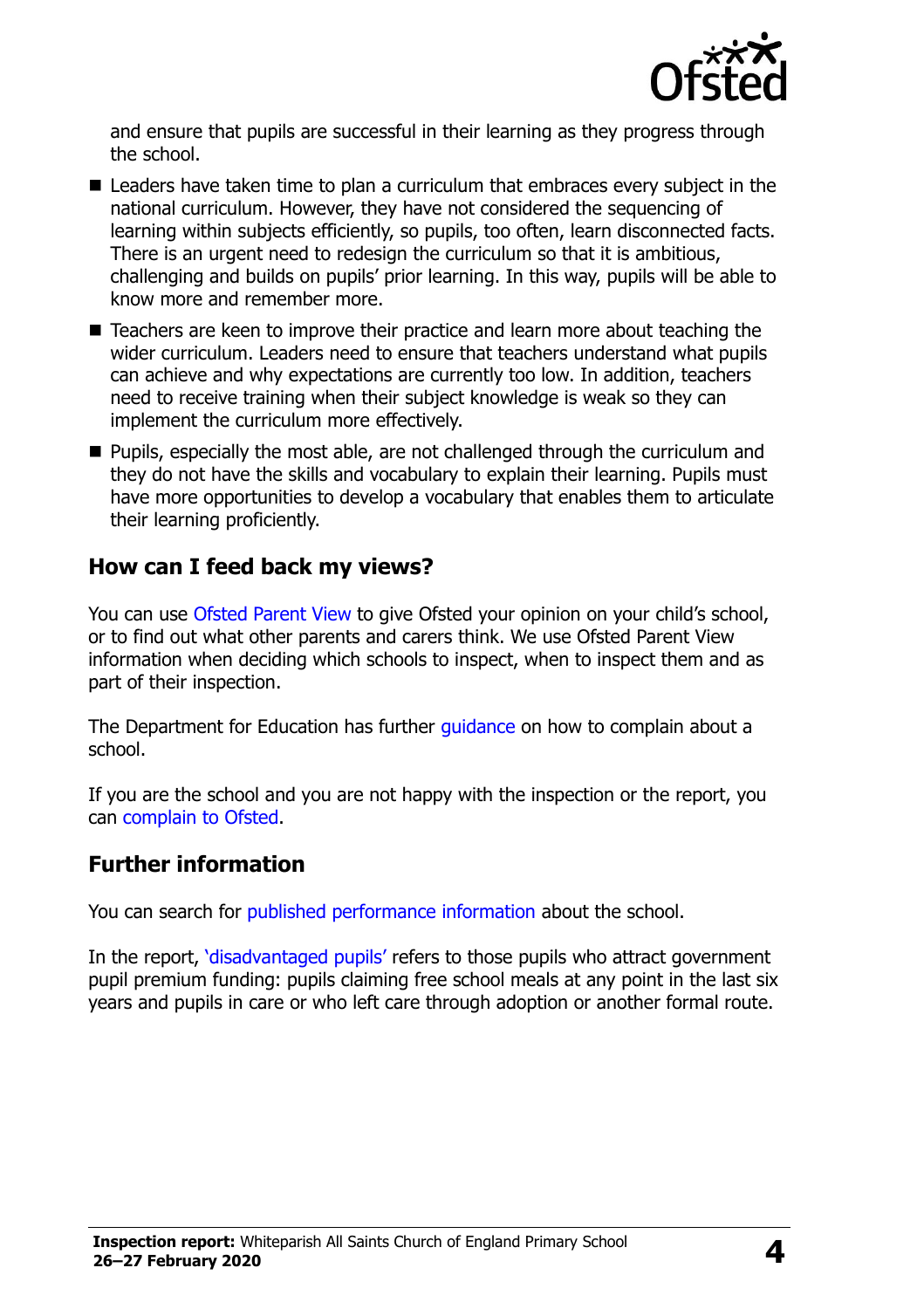and ensure that pupils are successful in their learning as they progress through the school.

- Leaders have taken time to plan a curriculum that embraces every subject in the national curriculum. However, they have not considered the sequencing of learning within subjects efficiently, so pupils, too often, learn disconnected facts. There is an urgent need to redesign the curriculum so that it is ambitious, challenging and builds on pupils' prior learning. In this way, pupils will be able to know more and remember more.
- Teachers are keen to improve their practice and learn more about teaching the wider curriculum. Leaders need to ensure that teachers understand what pupils can achieve and why expectations are currently too low. In addition, teachers need to receive training when their subject knowledge is weak so they can implement the curriculum more effectively.
- Pupils, especially the most able, are not challenged through the curriculum and they do not have the skills and vocabulary to explain their learning. Pupils must have more opportunities to develop a vocabulary that enables them to articulate their learning proficiently.

## How can I feed back my views?

You can use Ofsted Parent View to give Ofsted your opinion on your child's school, or to find out what other parents and carers think. We use Ofsted Parent View information when deciding which schools to inspect, when to inspect them and as part of their inspection.

The Department for Education has further guidance on how to complain about a school.

If you are the school and you are not happy with the inspection or the report, you can complain to Ofsted.

## Further information

You can search for published performance information about the school.

In the report, 'disadvantaged pupils' refers to those pupils who attract government pupil premium funding: pupils claiming free school meals at any point in the last six years and pupils in care or who left care through adoption or another formal route.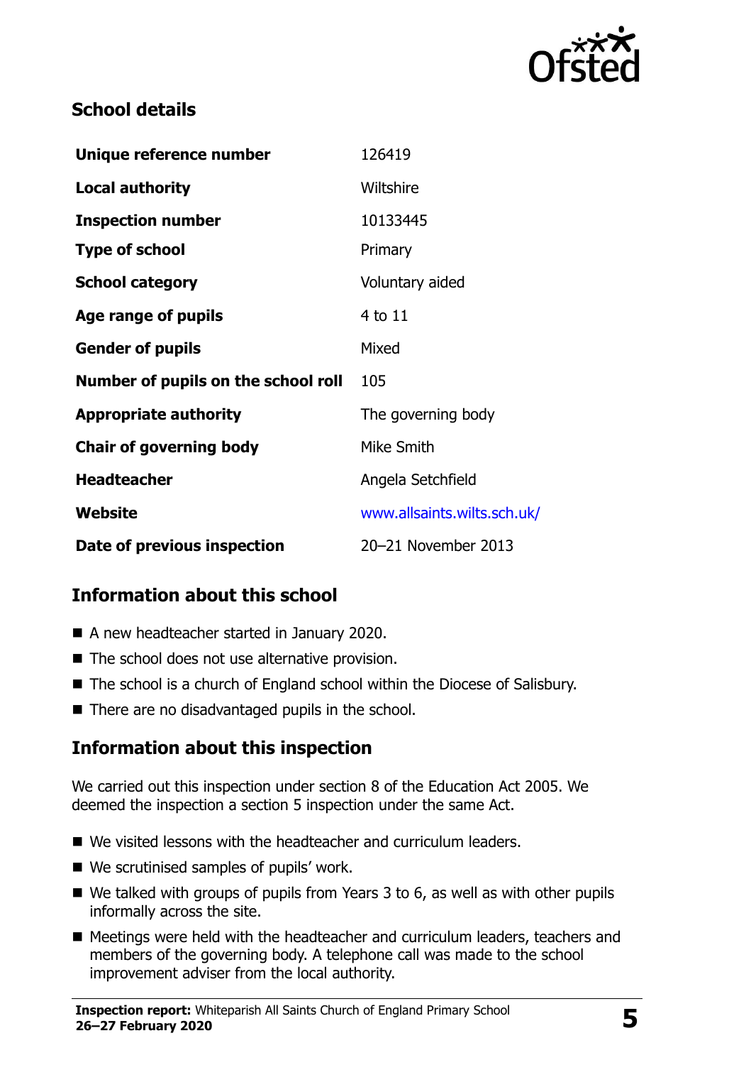## School details

| | |
|---|---|
| **Unique reference number** | 126419 |
| **Local authority** | Wiltshire |
| **Inspection number** | 10133445 |
| **Type of school** | Primary |
| **School category** | Voluntary aided |
| **Age range of pupils** | 4 to 11 |
| **Gender of pupils** | Mixed |
| **Number of pupils on the school roll** | 105 |
| **Appropriate authority** | The governing body |
| **Chair of governing body** | Mike Smith |
| **Headteacher** | Angela Setchfield |
| **Website** | www.allsaints.wilts.sch.uk/ |
| **Date of previous inspection** | 20–21 November 2013 |

## Information about this school

- A new headteacher started in January 2020.
- The school does not use alternative provision.
- The school is a church of England school within the Diocese of Salisbury.
- There are no disadvantaged pupils in the school.

## Information about this inspection

We carried out this inspection under section 8 of the Education Act 2005. We deemed the inspection a section 5 inspection under the same Act.

- We visited lessons with the headteacher and curriculum leaders.
- We scrutinised samples of pupils' work.
- We talked with groups of pupils from Years 3 to 6, as well as with other pupils informally across the site.
- Meetings were held with the headteacher and curriculum leaders, teachers and members of the governing body. A telephone call was made to the school improvement adviser from the local authority.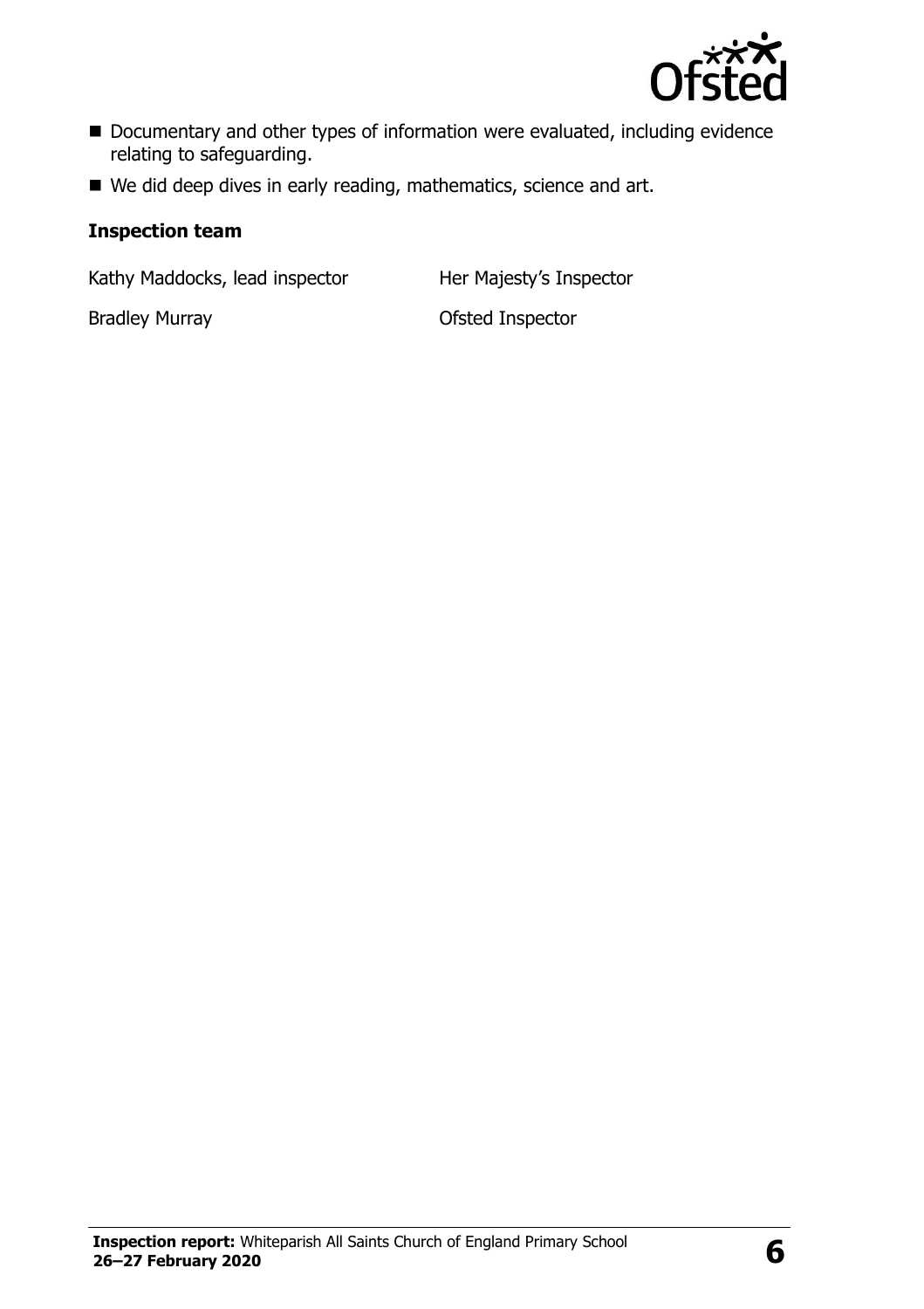- Documentary and other types of information were evaluated, including evidence relating to safeguarding.
- We did deep dives in early reading, mathematics, science and art.

### Inspection team

| | |
|---|---|
| Kathy Maddocks, lead inspector | Her Majesty's Inspector |
| Bradley Murray | Ofsted Inspector |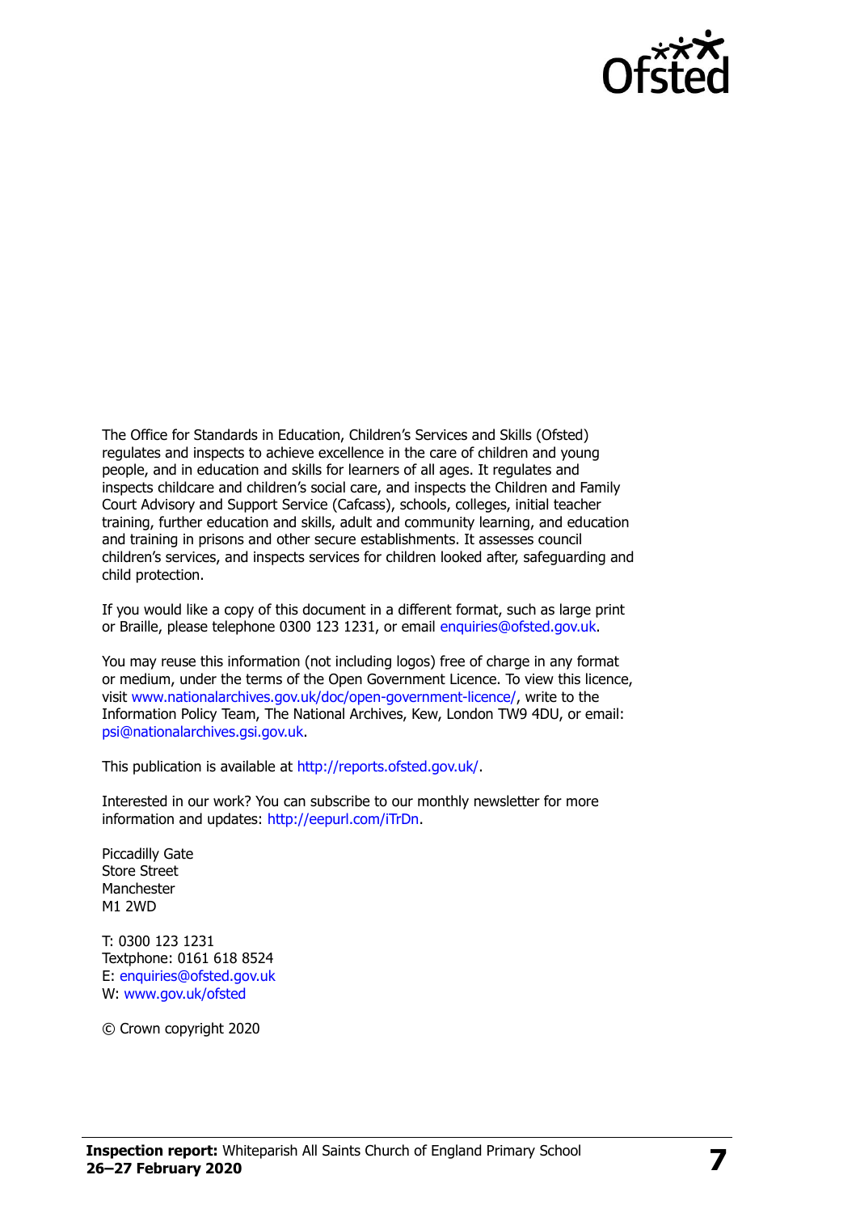The Office for Standards in Education, Children's Services and Skills (Ofsted) regulates and inspects to achieve excellence in the care of children and young people, and in education and skills for learners of all ages. It regulates and inspects childcare and children's social care, and inspects the Children and Family Court Advisory and Support Service (Cafcass), schools, colleges, initial teacher training, further education and skills, adult and community learning, and education and training in prisons and other secure establishments. It assesses council children's services, and inspects services for children looked after, safeguarding and child protection.

If you would like a copy of this document in a different format, such as large print or Braille, please telephone 0300 123 1231, or email enquiries@ofsted.gov.uk.

You may reuse this information (not including logos) free of charge in any format or medium, under the terms of the Open Government Licence. To view this licence, visit www.nationalarchives.gov.uk/doc/open-government-licence/, write to the Information Policy Team, The National Archives, Kew, London TW9 4DU, or email: psi@nationalarchives.gsi.gov.uk.

This publication is available at http://reports.ofsted.gov.uk/.

Interested in our work? You can subscribe to our monthly newsletter for more information and updates: http://eepurl.com/iTrDn.

Piccadilly Gate  
Store Street  
Manchester  
M1 2WD

T: 0300 123 1231  
Textphone: 0161 618 8524  
E: enquiries@ofsted.gov.uk  
W: www.gov.uk/ofsted

© Crown copyright 2020